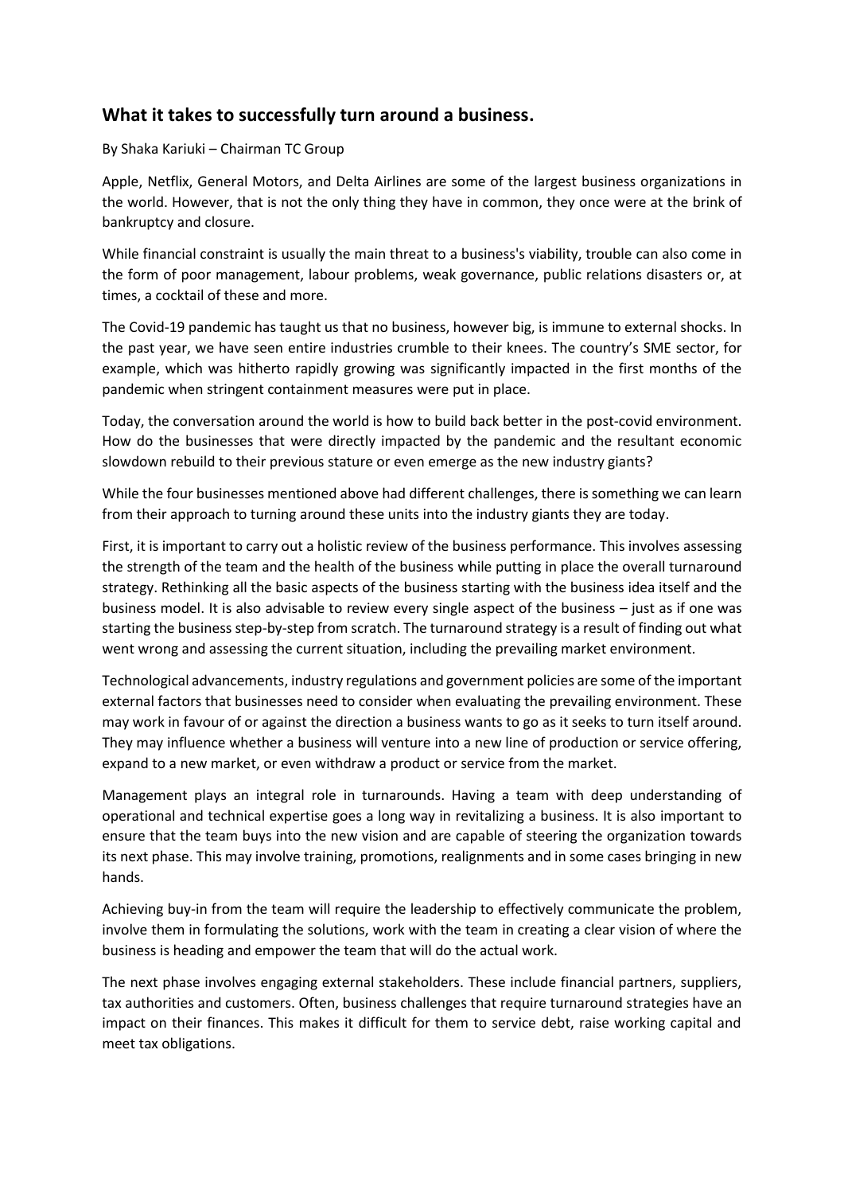## What it takes to successfully turn around a business.

By Shaka Kariuki – Chairman TC Group

Apple, Netflix, General Motors, and Delta Airlines are some of the largest business organizations in the world. However, that is not the only thing they have in common, they once were at the brink of bankruptcy and closure.

While financial constraint is usually the main threat to a business's viability, trouble can also come in the form of poor management, labour problems, weak governance, public relations disasters or, at times, a cocktail of these and more.

The Covid-19 pandemic has taught us that no business, however big, is immune to external shocks. In the past year, we have seen entire industries crumble to their knees. The country's SME sector, for example, which was hitherto rapidly growing was significantly impacted in the first months of the pandemic when stringent containment measures were put in place.

Today, the conversation around the world is how to build back better in the post-covid environment. How do the businesses that were directly impacted by the pandemic and the resultant economic slowdown rebuild to their previous stature or even emerge as the new industry giants?

While the four businesses mentioned above had different challenges, there is something we can learn from their approach to turning around these units into the industry giants they are today.

First, it is important to carry out a holistic review of the business performance. This involves assessing the strength of the team and the health of the business while putting in place the overall turnaround strategy. Rethinking all the basic aspects of the business starting with the business idea itself and the business model. It is also advisable to review every single aspect of the business – just as if one was starting the business step-by-step from scratch. The turnaround strategy is a result of finding out what went wrong and assessing the current situation, including the prevailing market environment.

Technological advancements, industry regulations and government policies are some of the important external factors that businesses need to consider when evaluating the prevailing environment. These may work in favour of or against the direction a business wants to go as it seeks to turn itself around. They may influence whether a business will venture into a new line of production or service offering, expand to a new market, or even withdraw a product or service from the market.

Management plays an integral role in turnarounds. Having a team with deep understanding of operational and technical expertise goes a long way in revitalizing a business. It is also important to ensure that the team buys into the new vision and are capable of steering the organization towards its next phase. This may involve training, promotions, realignments and in some cases bringing in new hands.

Achieving buy-in from the team will require the leadership to effectively communicate the problem, involve them in formulating the solutions, work with the team in creating a clear vision of where the business is heading and empower the team that will do the actual work.

The next phase involves engaging external stakeholders. These include financial partners, suppliers, tax authorities and customers. Often, business challenges that require turnaround strategies have an impact on their finances. This makes it difficult for them to service debt, raise working capital and meet tax obligations.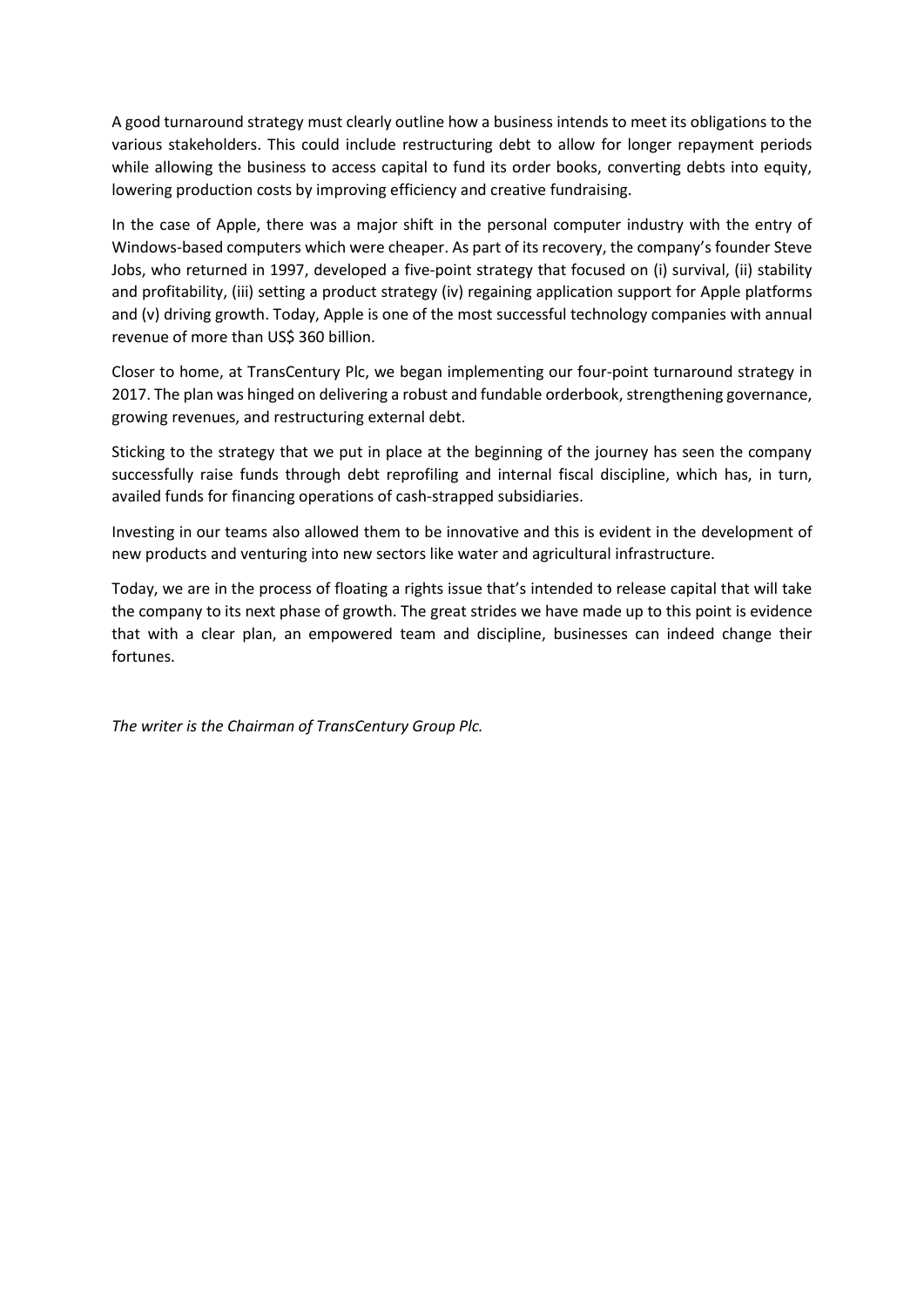A good turnaround strategy must clearly outline how a business intends to meet its obligations to the various stakeholders. This could include restructuring debt to allow for longer repayment periods while allowing the business to access capital to fund its order books, converting debts into equity, lowering production costs by improving efficiency and creative fundraising.

In the case of Apple, there was a major shift in the personal computer industry with the entry of Windows-based computers which were cheaper. As part of its recovery, the company's founder Steve Jobs, who returned in 1997, developed a five-point strategy that focused on (i) survival, (ii) stability and profitability, (iii) setting a product strategy (iv) regaining application support for Apple platforms and (v) driving growth. Today, Apple is one of the most successful technology companies with annual revenue of more than US$ 360 billion.

Closer to home, at TransCentury Plc, we began implementing our four-point turnaround strategy in 2017. The plan was hinged on delivering a robust and fundable orderbook, strengthening governance, growing revenues, and restructuring external debt.

Sticking to the strategy that we put in place at the beginning of the journey has seen the company successfully raise funds through debt reprofiling and internal fiscal discipline, which has, in turn, availed funds for financing operations of cash-strapped subsidiaries.

Investing in our teams also allowed them to be innovative and this is evident in the development of new products and venturing into new sectors like water and agricultural infrastructure.

Today, we are in the process of floating a rights issue that's intended to release capital that will take the company to its next phase of growth. The great strides we have made up to this point is evidence that with a clear plan, an empowered team and discipline, businesses can indeed change their fortunes.

*The writer is the Chairman of TransCentury Group Plc.*